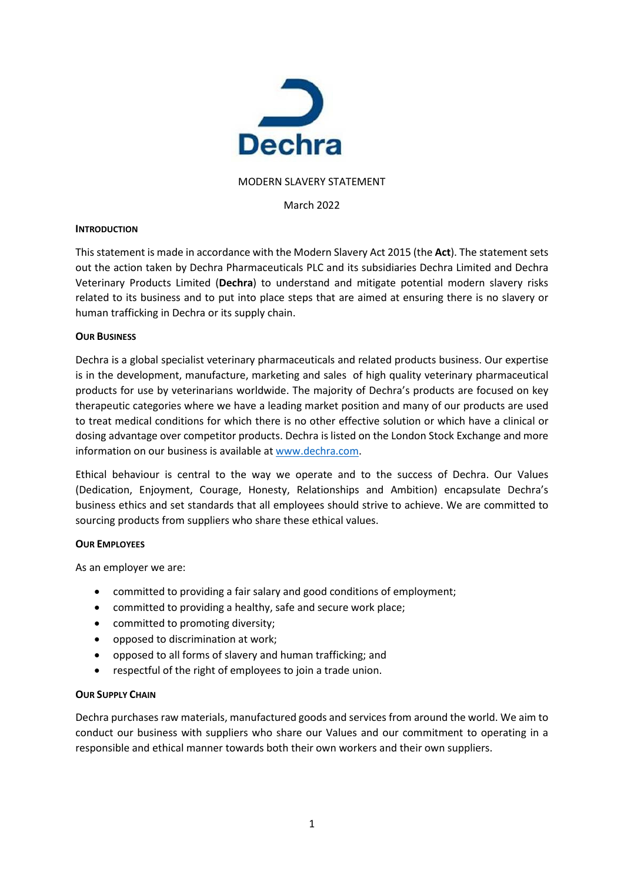Dechra

MODERN SLAVERY STATEMENT

March 2022

## INTRODUCTION

This statement is made in accordance with the Modern Slavery Act 2015 (the **Act**). The statement sets out the action taken by Dechra Pharmaceuticals PLC and its subsidiaries Dechra Limited and Dechra Veterinary Products Limited (**Dechra**) to understand and mitigate potential modern slavery risks related to its business and to put into place steps that are aimed at ensuring there is no slavery or human trafficking in Dechra or its supply chain.

## OUR BUSINESS

Dechra is a global specialist veterinary pharmaceuticals and related products business. Our expertise is in the development, manufacture, marketing and sales of high quality veterinary pharmaceutical products for use by veterinarians worldwide. The majority of Dechra's products are focused on key therapeutic categories where we have a leading market position and many of our products are used to treat medical conditions for which there is no other effective solution or which have a clinical or dosing advantage over competitor products. Dechra is listed on the London Stock Exchange and more information on our business is available at www.dechra.com.

Ethical behaviour is central to the way we operate and to the success of Dechra. Our Values (Dedication, Enjoyment, Courage, Honesty, Relationships and Ambition) encapsulate Dechra's business ethics and set standards that all employees should strive to achieve. We are committed to sourcing products from suppliers who share these ethical values.

## OUR EMPLOYEES

As an employer we are:

- committed to providing a fair salary and good conditions of employment;
- committed to providing a healthy, safe and secure work place;
- committed to promoting diversity;
- opposed to discrimination at work;
- opposed to all forms of slavery and human trafficking; and
- respectful of the right of employees to join a trade union.

## OUR SUPPLY CHAIN

Dechra purchases raw materials, manufactured goods and services from around the world. We aim to conduct our business with suppliers who share our Values and our commitment to operating in a responsible and ethical manner towards both their own workers and their own suppliers.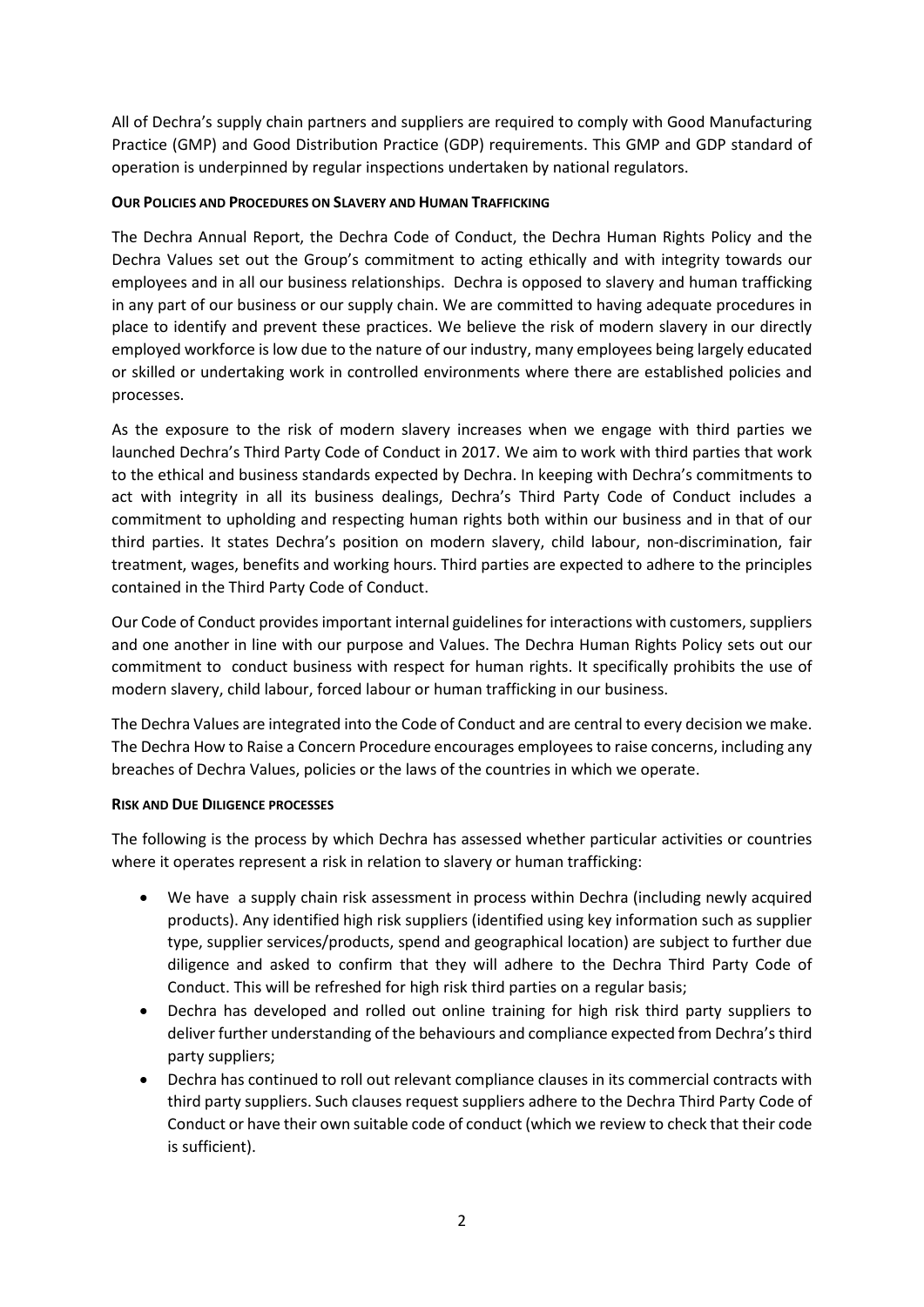All of Dechra's supply chain partners and suppliers are required to comply with Good Manufacturing Practice (GMP) and Good Distribution Practice (GDP) requirements. This GMP and GDP standard of operation is underpinned by regular inspections undertaken by national regulators.

**OUR POLICIES AND PROCEDURES ON SLAVERY AND HUMAN TRAFFICKING**

The Dechra Annual Report, the Dechra Code of Conduct, the Dechra Human Rights Policy and the Dechra Values set out the Group's commitment to acting ethically and with integrity towards our employees and in all our business relationships. Dechra is opposed to slavery and human trafficking in any part of our business or our supply chain. We are committed to having adequate procedures in place to identify and prevent these practices. We believe the risk of modern slavery in our directly employed workforce is low due to the nature of our industry, many employees being largely educated or skilled or undertaking work in controlled environments where there are established policies and processes.

As the exposure to the risk of modern slavery increases when we engage with third parties we launched Dechra's Third Party Code of Conduct in 2017. We aim to work with third parties that work to the ethical and business standards expected by Dechra. In keeping with Dechra's commitments to act with integrity in all its business dealings, Dechra's Third Party Code of Conduct includes a commitment to upholding and respecting human rights both within our business and in that of our third parties. It states Dechra's position on modern slavery, child labour, non-discrimination, fair treatment, wages, benefits and working hours. Third parties are expected to adhere to the principles contained in the Third Party Code of Conduct.

Our Code of Conduct provides important internal guidelines for interactions with customers, suppliers and one another in line with our purpose and Values. The Dechra Human Rights Policy sets out our commitment to conduct business with respect for human rights. It specifically prohibits the use of modern slavery, child labour, forced labour or human trafficking in our business.

The Dechra Values are integrated into the Code of Conduct and are central to every decision we make. The Dechra How to Raise a Concern Procedure encourages employees to raise concerns, including any breaches of Dechra Values, policies or the laws of the countries in which we operate.

**RISK AND DUE DILIGENCE PROCESSES**

The following is the process by which Dechra has assessed whether particular activities or countries where it operates represent a risk in relation to slavery or human trafficking:

- We have a supply chain risk assessment in process within Dechra (including newly acquired products). Any identified high risk suppliers (identified using key information such as supplier type, supplier services/products, spend and geographical location) are subject to further due diligence and asked to confirm that they will adhere to the Dechra Third Party Code of Conduct. This will be refreshed for high risk third parties on a regular basis;
- Dechra has developed and rolled out online training for high risk third party suppliers to deliver further understanding of the behaviours and compliance expected from Dechra's third party suppliers;
- Dechra has continued to roll out relevant compliance clauses in its commercial contracts with third party suppliers. Such clauses request suppliers adhere to the Dechra Third Party Code of Conduct or have their own suitable code of conduct (which we review to check that their code is sufficient).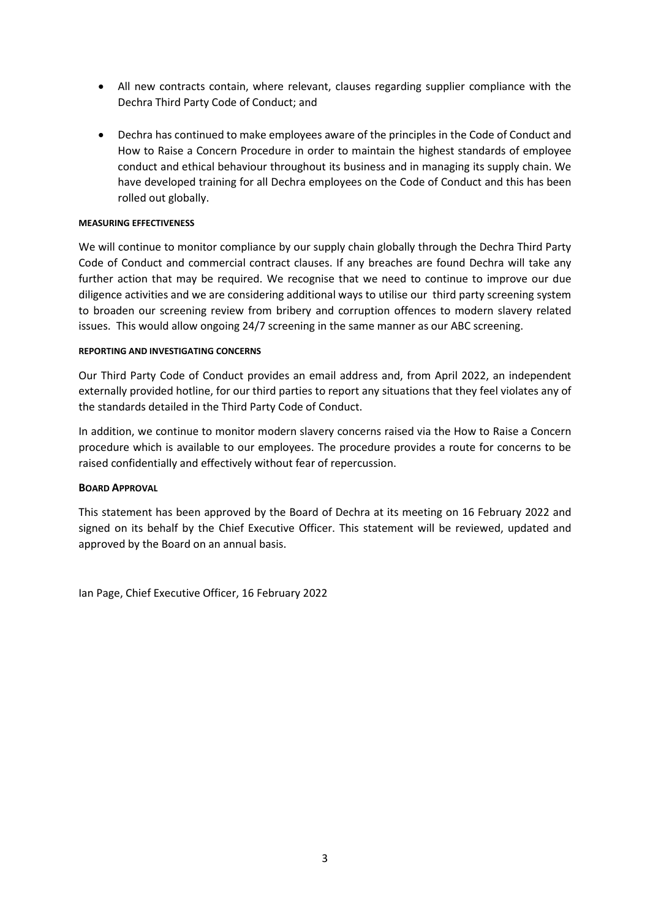- All new contracts contain, where relevant, clauses regarding supplier compliance with the Dechra Third Party Code of Conduct; and

- Dechra has continued to make employees aware of the principles in the Code of Conduct and How to Raise a Concern Procedure in order to maintain the highest standards of employee conduct and ethical behaviour throughout its business and in managing its supply chain. We have developed training for all Dechra employees on the Code of Conduct and this has been rolled out globally.

#### MEASURING EFFECTIVENESS

We will continue to monitor compliance by our supply chain globally through the Dechra Third Party Code of Conduct and commercial contract clauses. If any breaches are found Dechra will take any further action that may be required. We recognise that we need to continue to improve our due diligence activities and we are considering additional ways to utilise our third party screening system to broaden our screening review from bribery and corruption offences to modern slavery related issues. This would allow ongoing 24/7 screening in the same manner as our ABC screening.

#### REPORTING AND INVESTIGATING CONCERNS

Our Third Party Code of Conduct provides an email address and, from April 2022, an independent externally provided hotline, for our third parties to report any situations that they feel violates any of the standards detailed in the Third Party Code of Conduct.

In addition, we continue to monitor modern slavery concerns raised via the How to Raise a Concern procedure which is available to our employees. The procedure provides a route for concerns to be raised confidentially and effectively without fear of repercussion.

#### BOARD APPROVAL

This statement has been approved by the Board of Dechra at its meeting on 16 February 2022 and signed on its behalf by the Chief Executive Officer. This statement will be reviewed, updated and approved by the Board on an annual basis.

Ian Page, Chief Executive Officer, 16 February 2022